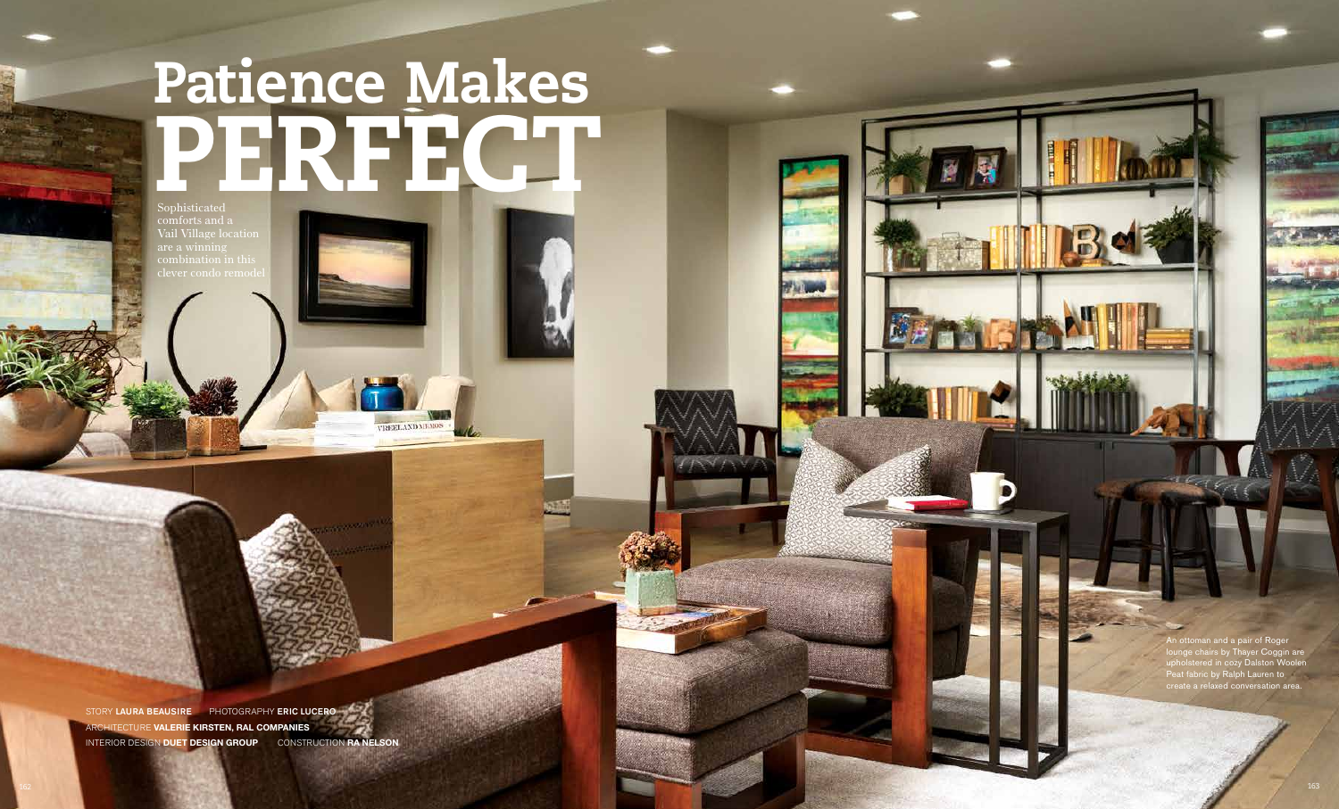# Patience Makes PERFECT

Sophisticated comforts and a Vail Village location are a winning combination in this clever condo remodel

STORY **LAURA BEAUSIRE** PHOTOGRAPHY **ERIC LUCERO**
ARCHITECTURE **VALERIE KIRSTEN, RAL COMPANIES**
INTERIOR DESIGN **DUET DESIGN GROUP** CONSTRUCTION **RA NELSON**

An ottoman and a pair of Roger lounge chairs by Thayer Coggin are upholstered in cozy Dalston Woolen Peat fabric by Ralph Lauren to create a relaxed conversation area.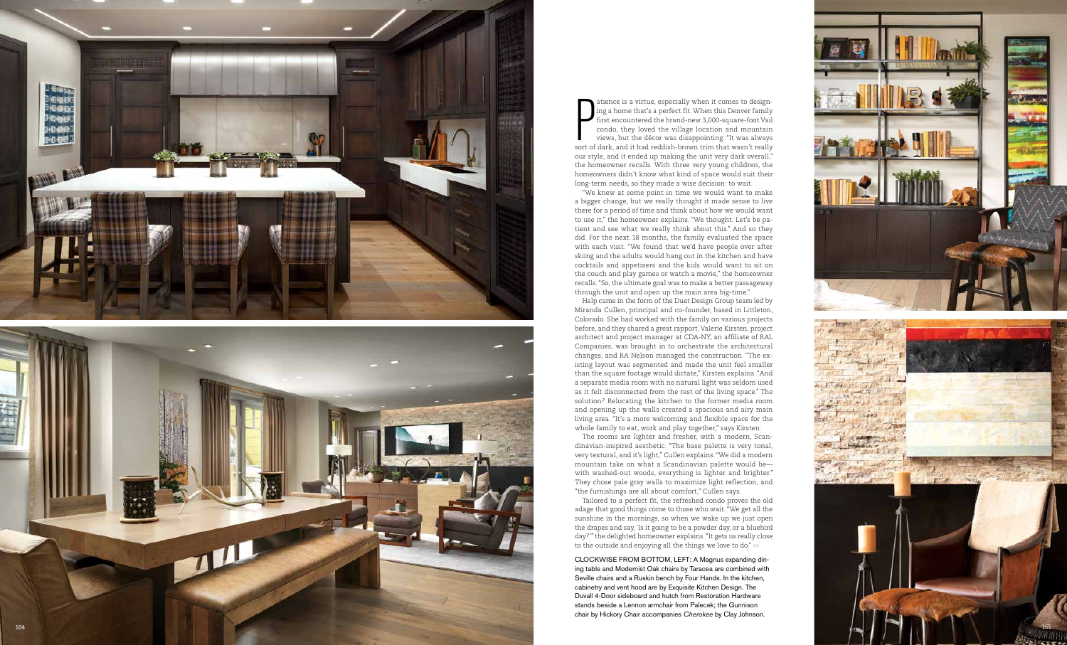Patience is a virtue, especially when it comes to designing a home that's a perfect fit. When this Denver family first encountered the brand-new 3,000-square-foot Vail condo, they loved the village location and mountain views, but the décor was disappointing. "It was always sort of dark, and it had reddish-brown trim that wasn't really our style, and it ended up making the unit very dark overall," the homeowner recalls. With three very young children, the homeowners didn't know what kind of space would suit their long-term needs, so they made a wise decision: to wait.

"We knew at some point in time we would want to make a bigger change, but we really thought it made sense to live there for a period of time and think about how we would want to use it," the homeowner explains. "We thought: Let's be patient and see what we really think about this." And so they did. For the next 18 months, the family evaluated the space with each visit. "We found that we'd have people over after skiing and the adults would hang out in the kitchen and have cocktails and appetizers and the kids would want to sit on the couch and play games or watch a movie," the homeowner recalls. "So, the ultimate goal was to make a better passageway through the unit and open up the main area big-time."

Help came in the form of the Duet Design Group team led by Miranda Cullen, principal and co-founder, based in Littleton, Colorado. She had worked with the family on various projects before, and they shared a great rapport. Valerie Kirsten, project architect and project manager at CDA-NY, an affiliate of RAL Companies, was brought in to orchestrate the architectural changes, and RA Nelson managed the construction. "The existing layout was segmented and made the unit feel smaller than the square footage would dictate," Kirsten explains. "And a separate media room with no natural light was seldom used as it felt disconnected from the rest of the living space." The solution? Relocating the kitchen to the former media room and opening up the walls created a spacious and airy main living area. "It's a more welcoming and flexible space for the whole family to eat, work and play together," says Kirsten.

The rooms are lighter and fresher, with a modern, Scandinavian-inspired aesthetic. "The base palette is very tonal, very textural, and it's light," Cullen explains. "We did a modern mountain take on what a Scandinavian palette would be—with washed-out woods, everything is lighter and brighter." They chose pale gray walls to maximize light reflection, and "the furnishings are all about comfort," Cullen says.

Tailored to a perfect fit, the refreshed condo proves the old adage that good things come to those who wait. "We get all the sunshine in the mornings, so when we wake up we just open the drapes and say, 'Is it going to be a powder day, or a bluebird day?'" the delighted homeowner explains. "It gets us really close to the outside and enjoying all the things we love to do." >>

CLOCKWISE FROM BOTTOM, LEFT: A Magnus expanding dining table and Modernist Oak chairs by Taracea are combined with Seville chairs and a Ruskin bench by Four Hands. In the kitchen, cabinetry and vent hood are by Exquisite Kitchen Design. The Duvall 4-Door sideboard and hutch from Restoration Hardware stands beside a Lennon armchair from Palecek; the Gunnison chair by Hickory Chair accompanies *Cherokee* by Clay Johnson.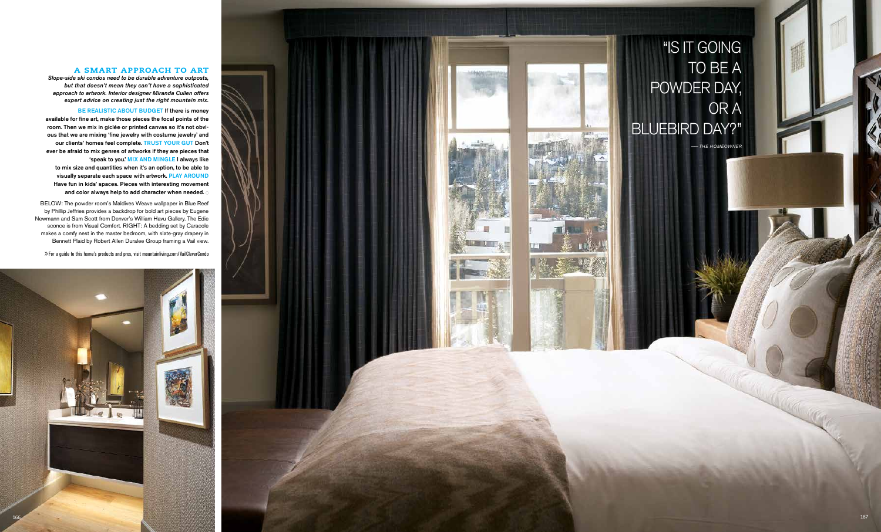## A SMART APPROACH TO ART

***Slope-side ski condos need to be durable adventure outposts, but that doesn't mean they can't have a sophisticated approach to artwork. Interior designer Miranda Cullen offers expert advice on creating just the right mountain mix.***

**BE REALISTIC ABOUT BUDGET** **If there is money available for fine art, make those pieces the focal points of the room. Then we mix in giclée or printed canvas so it's not obvious that we are mixing 'fine jewelry with costume jewelry' and our clients' homes feel complete.** **TRUST YOUR GUT** **Don't ever be afraid to mix genres of artworks if they are pieces that 'speak to you.'** **MIX AND MINGLE** **I always like to mix size and quantities when it's an option, to be able to visually separate each space with artwork.** **PLAY AROUND** **Have fun in kids' spaces. Pieces with interesting movement and color always help to add character when needed.**

BELOW: The powder room's Maldives Weave wallpaper in Blue Reef by Phillip Jeffries provides a backdrop for bold art pieces by Eugene Newmann and Sam Scott from Denver's William Havu Gallery. The Edie sconce is from Visual Comfort. RIGHT: A bedding set by Caracole makes a comfy nest in the master bedroom, with slate-gray drapery in Bennett Plaid by Robert Allen Duralee Group framing a Vail view.

» For a guide to this home's products and pros, visit mountainliving.com/VailCleverCondo

"IS IT GOING TO BE A POWDER DAY, OR A BLUEBIRD DAY?"

—THE HOMEOWNER